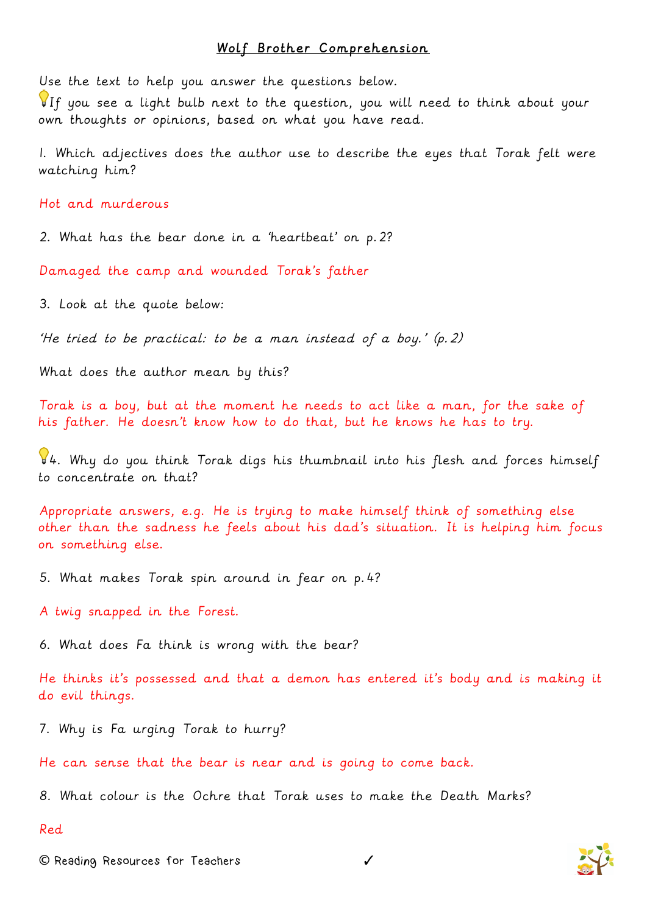# Wolf Brother Comprehension

Use the text to help you answer the questions below.

💡If you see a light bulb next to the question, you will need to think about your own thoughts or opinions, based on what you have read.

1. Which adjectives does the author use to describe the eyes that Torak felt were watching him?

Hot and murderous

2. What has the bear done in a 'heartbeat' on p.2?

Damaged the camp and wounded Torak's father

3. Look at the quote below:

*'He tried to be practical: to be a man instead of a boy.' (p.2)*

What does the author mean by this?

Torak is a boy, but at the moment he needs to act like a man, for the sake of his father. He doesn't know how to do that, but he knows he has to try.

💡4. Why do you think Torak digs his thumbnail into his flesh and forces himself to concentrate on that?

Appropriate answers, e.g. He is trying to make himself think of something else other than the sadness he feels about his dad's situation. It is helping him focus on something else.

5. What makes Torak spin around in fear on p.4?

A twig snapped in the Forest.

6. What does Fa think is wrong with the bear?

He thinks it's possessed and that a demon has entered it's body and is making it do evil things.

7. Why is Fa urging Torak to hurry?

He can sense that the bear is near and is going to come back.

8. What colour is the Ochre that Torak uses to make the Death Marks?

Red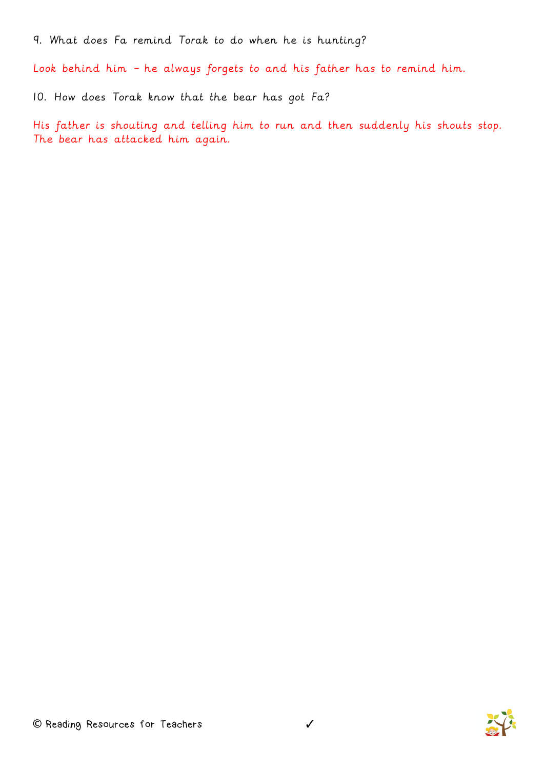9. What does Fa remind Torak to do when he is hunting?

Look behind him – he always forgets to and his father has to remind him.

10. How does Torak know that the bear has got Fa?

His father is shouting and telling him to run and then suddenly his shouts stop. The bear has attacked him again.